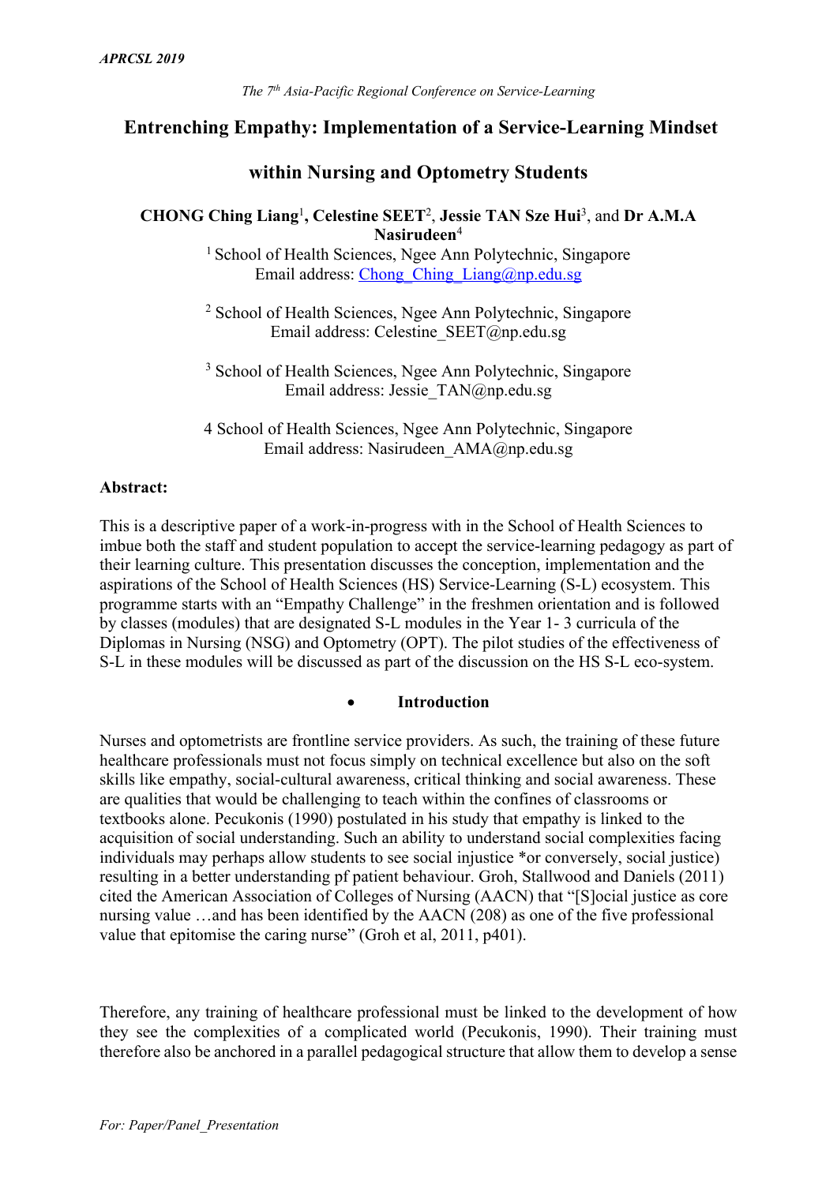*The 7th Asia-Pacific Regional Conference on Service-Learning*

# Entrenching Empathy: Implementation of a Service-Learning Mindset within Nursing and Optometry Students

**CHONG Ching Liang**[1], **Celestine SEET**[2], **Jessie TAN Sze Hui**[3], and **Dr A.M.A Nasirudeen**[4]

[1] School of Health Sciences, Ngee Ann Polytechnic, Singapore
Email address: Chong_Ching_Liang@np.edu.sg

[2] School of Health Sciences, Ngee Ann Polytechnic, Singapore
Email address: Celestine_SEET@np.edu.sg

[3] School of Health Sciences, Ngee Ann Polytechnic, Singapore
Email address: Jessie_TAN@np.edu.sg

4 School of Health Sciences, Ngee Ann Polytechnic, Singapore
Email address: Nasirudeen_AMA@np.edu.sg

**Abstract:**

This is a descriptive paper of a work-in-progress with in the School of Health Sciences to imbue both the staff and student population to accept the service-learning pedagogy as part of their learning culture. This presentation discusses the conception, implementation and the aspirations of the School of Health Sciences (HS) Service-Learning (S-L) ecosystem. This programme starts with an "Empathy Challenge" in the freshmen orientation and is followed by classes (modules) that are designated S-L modules in the Year 1- 3 curricula of the Diplomas in Nursing (NSG) and Optometry (OPT). The pilot studies of the effectiveness of S-L in these modules will be discussed as part of the discussion on the HS S-L eco-system.

- **Introduction**

Nurses and optometrists are frontline service providers. As such, the training of these future healthcare professionals must not focus simply on technical excellence but also on the soft skills like empathy, social-cultural awareness, critical thinking and social awareness. These are qualities that would be challenging to teach within the confines of classrooms or textbooks alone. Pecukonis (1990) postulated in his study that empathy is linked to the acquisition of social understanding. Such an ability to understand social complexities facing individuals may perhaps allow students to see social injustice *or conversely, social justice) resulting in a better understanding pf patient behaviour. Groh, Stallwood and Daniels (2011) cited the American Association of Colleges of Nursing (AACN) that "[S]ocial justice as core nursing value …and has been identified by the AACN (208) as one of the five professional value that epitomise the caring nurse" (Groh et al, 2011, p401).

Therefore, any training of healthcare professional must be linked to the development of how they see the complexities of a complicated world (Pecukonis, 1990). Their training must therefore also be anchored in a parallel pedagogical structure that allow them to develop a sense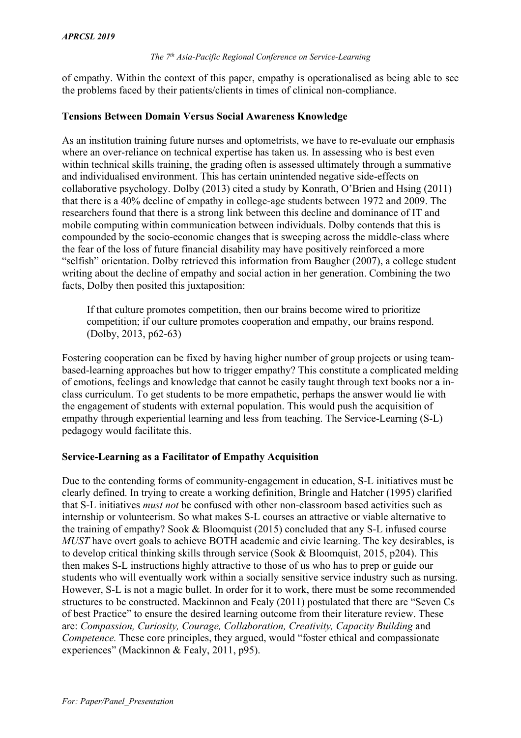of empathy. Within the context of this paper, empathy is operationalised as being able to see the problems faced by their patients/clients in times of clinical non-compliance.

**Tensions Between Domain Versus Social Awareness Knowledge**

As an institution training future nurses and optometrists, we have to re-evaluate our emphasis where an over-reliance on technical expertise has taken us. In assessing who is best even within technical skills training, the grading often is assessed ultimately through a summative and individualised environment. This has certain unintended negative side-effects on collaborative psychology. Dolby (2013) cited a study by Konrath, O'Brien and Hsing (2011) that there is a 40% decline of empathy in college-age students between 1972 and 2009. The researchers found that there is a strong link between this decline and dominance of IT and mobile computing within communication between individuals. Dolby contends that this is compounded by the socio-economic changes that is sweeping across the middle-class where the fear of the loss of future financial disability may have positively reinforced a more "selfish" orientation. Dolby retrieved this information from Baugher (2007), a college student writing about the decline of empathy and social action in her generation. Combining the two facts, Dolby then posited this juxtaposition:

> If that culture promotes competition, then our brains become wired to prioritize competition; if our culture promotes cooperation and empathy, our brains respond. (Dolby, 2013, p62-63)

Fostering cooperation can be fixed by having higher number of group projects or using team-based-learning approaches but how to trigger empathy? This constitute a complicated melding of emotions, feelings and knowledge that cannot be easily taught through text books nor a in-class curriculum. To get students to be more empathetic, perhaps the answer would lie with the engagement of students with external population. This would push the acquisition of empathy through experiential learning and less from teaching. The Service-Learning (S-L) pedagogy would facilitate this.

**Service-Learning as a Facilitator of Empathy Acquisition**

Due to the contending forms of community-engagement in education, S-L initiatives must be clearly defined. In trying to create a working definition, Bringle and Hatcher (1995) clarified that S-L initiatives *must not* be confused with other non-classroom based activities such as internship or volunteerism. So what makes S-L courses an attractive or viable alternative to the training of empathy? Sook & Bloomquist (2015) concluded that any S-L infused course *MUST* have overt goals to achieve BOTH academic and civic learning. The key desirables, is to develop critical thinking skills through service (Sook & Bloomquist, 2015, p204). This then makes S-L instructions highly attractive to those of us who has to prep or guide our students who will eventually work within a socially sensitive service industry such as nursing. However, S-L is not a magic bullet. In order for it to work, there must be some recommended structures to be constructed. Mackinnon and Fealy (2011) postulated that there are "Seven Cs of best Practice" to ensure the desired learning outcome from their literature review. These are: *Compassion, Curiosity, Courage, Collaboration, Creativity, Capacity Building* and *Competence.* These core principles, they argued, would "foster ethical and compassionate experiences" (Mackinnon & Fealy, 2011, p95).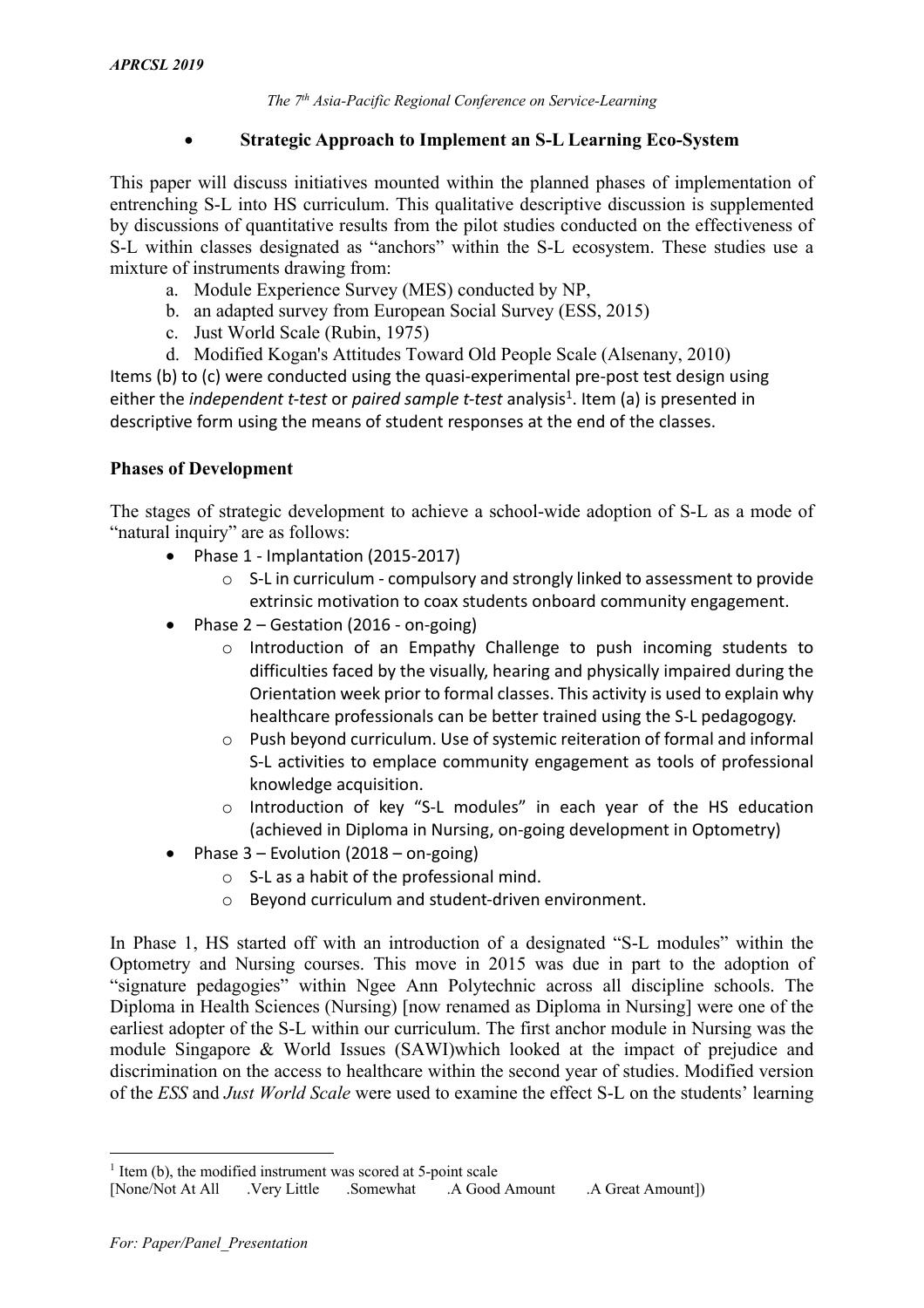- **Strategic Approach to Implement an S-L Learning Eco-System**

This paper will discuss initiatives mounted within the planned phases of implementation of entrenching S-L into HS curriculum. This qualitative descriptive discussion is supplemented by discussions of quantitative results from the pilot studies conducted on the effectiveness of S-L within classes designated as "anchors" within the S-L ecosystem. These studies use a mixture of instruments drawing from:

a. Module Experience Survey (MES) conducted by NP,
b. an adapted survey from European Social Survey (ESS, 2015)
c. Just World Scale (Rubin, 1975)
d. Modified Kogan's Attitudes Toward Old People Scale (Alsenany, 2010)

Items (b) to (c) were conducted using the quasi-experimental pre-post test design using either the *independent t-test* or *paired sample t-test* analysis[1]. Item (a) is presented in descriptive form using the means of student responses at the end of the classes.

**Phases of Development**

The stages of strategic development to achieve a school-wide adoption of S-L as a mode of "natural inquiry" are as follows:

- Phase 1 - Implantation (2015-2017)
  - S-L in curriculum - compulsory and strongly linked to assessment to provide extrinsic motivation to coax students onboard community engagement.
- Phase 2 – Gestation (2016 - on-going)
  - Introduction of an Empathy Challenge to push incoming students to difficulties faced by the visually, hearing and physically impaired during the Orientation week prior to formal classes. This activity is used to explain why healthcare professionals can be better trained using the S-L pedagogogy.
  - Push beyond curriculum. Use of systemic reiteration of formal and informal S-L activities to emplace community engagement as tools of professional knowledge acquisition.
  - Introduction of key "S-L modules" in each year of the HS education (achieved in Diploma in Nursing, on-going development in Optometry)
- Phase 3 – Evolution (2018 – on-going)
  - S-L as a habit of the professional mind.
  - Beyond curriculum and student-driven environment.

In Phase 1, HS started off with an introduction of a designated "S-L modules" within the Optometry and Nursing courses. This move in 2015 was due in part to the adoption of "signature pedagogies" within Ngee Ann Polytechnic across all discipline schools. The Diploma in Health Sciences (Nursing) [now renamed as Diploma in Nursing] were one of the earliest adopter of the S-L within our curriculum. The first anchor module in Nursing was the module Singapore & World Issues (SAWI)which looked at the impact of prejudice and discrimination on the access to healthcare within the second year of studies. Modified version of the *ESS* and *Just World Scale* were used to examine the effect S-L on the students' learning

---

[1] Item (b), the modified instrument was scored at 5-point scale
[None/Not At All .Very Little .Somewhat .A Good Amount .A Great Amount])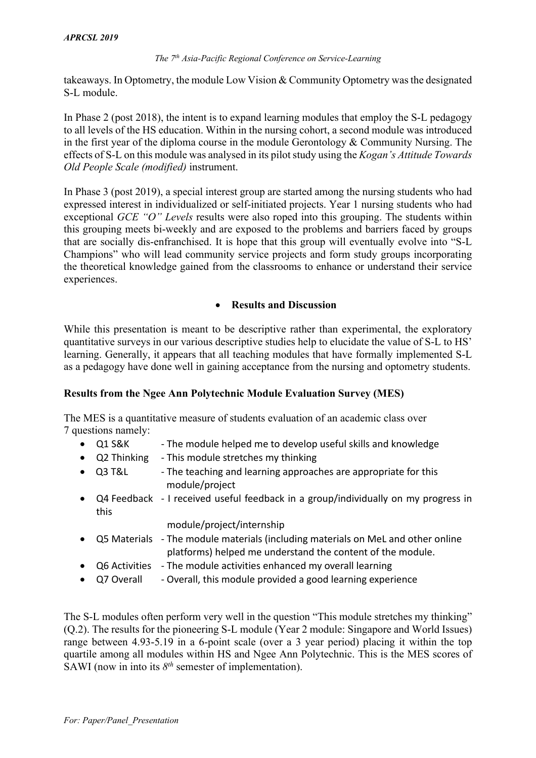takeaways. In Optometry, the module Low Vision & Community Optometry was the designated S-L module.

In Phase 2 (post 2018), the intent is to expand learning modules that employ the S-L pedagogy to all levels of the HS education. Within in the nursing cohort, a second module was introduced in the first year of the diploma course in the module Gerontology & Community Nursing. The effects of S-L on this module was analysed in its pilot study using the *Kogan's Attitude Towards Old People Scale (modified)* instrument.

In Phase 3 (post 2019), a special interest group are started among the nursing students who had expressed interest in individualized or self-initiated projects. Year 1 nursing students who had exceptional *GCE "O" Levels* results were also roped into this grouping. The students within this grouping meets bi-weekly and are exposed to the problems and barriers faced by groups that are socially dis-enfranchised. It is hope that this group will eventually evolve into "S-L Champions" who will lead community service projects and form study groups incorporating the theoretical knowledge gained from the classrooms to enhance or understand their service experiences.

- **Results and Discussion**

While this presentation is meant to be descriptive rather than experimental, the exploratory quantitative surveys in our various descriptive studies help to elucidate the value of S-L to HS' learning. Generally, it appears that all teaching modules that have formally implemented S-L as a pedagogy have done well in gaining acceptance from the nursing and optometry students.

**Results from the Ngee Ann Polytechnic Module Evaluation Survey (MES)**

The MES is a quantitative measure of students evaluation of an academic class over 7 questions namely:

- Q1 S&K - The module helped me to develop useful skills and knowledge
- Q2 Thinking - This module stretches my thinking
- Q3 T&L - The teaching and learning approaches are appropriate for this module/project
- Q4 Feedback - I received useful feedback in a group/individually on my progress in this module/project/internship
- Q5 Materials - The module materials (including materials on MeL and other online platforms) helped me understand the content of the module.
- Q6 Activities - The module activities enhanced my overall learning
- Q7 Overall - Overall, this module provided a good learning experience

The S-L modules often perform very well in the question "This module stretches my thinking" (Q.2). The results for the pioneering S-L module (Year 2 module: Singapore and World Issues) range between 4.93-5.19 in a 6-point scale (over a 3 year period) placing it within the top quartile among all modules within HS and Ngee Ann Polytechnic. This is the MES scores of SAWI (now in into its *8th* semester of implementation).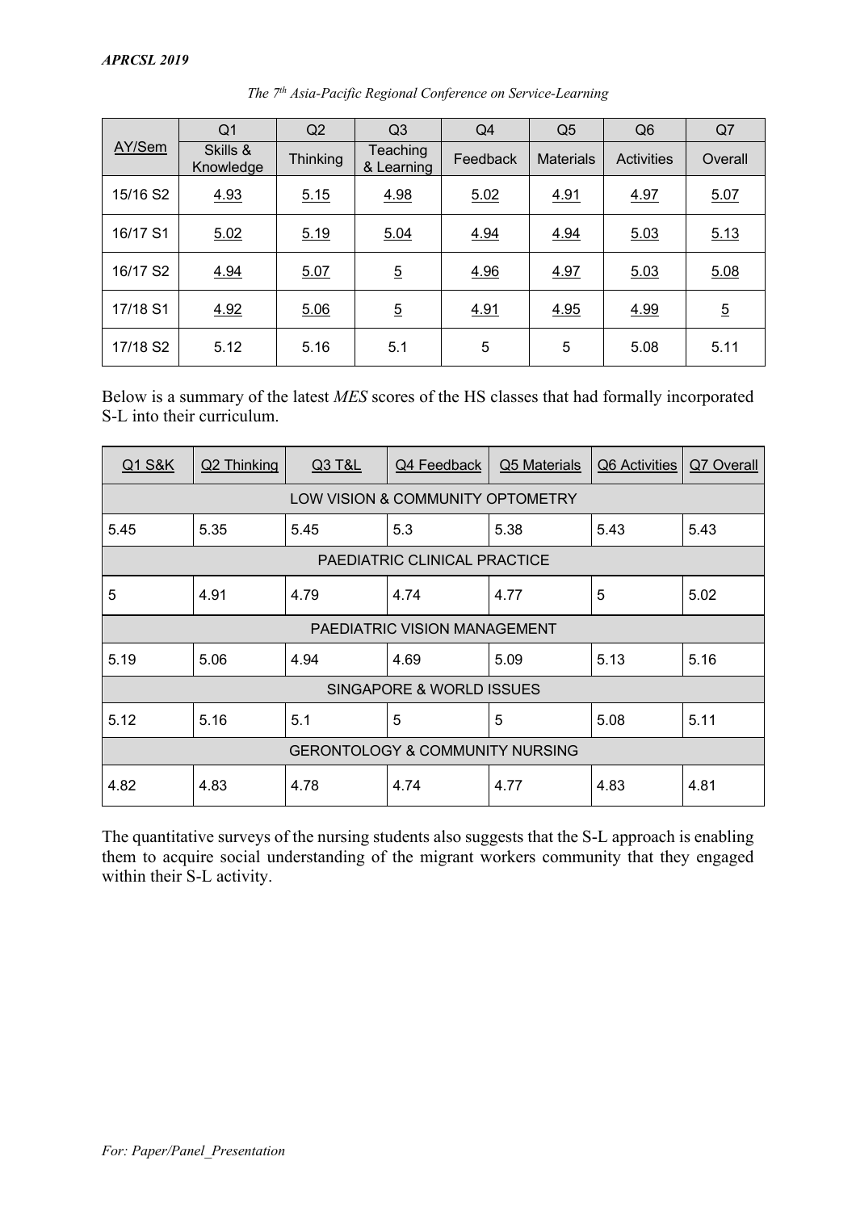| AY/Sem | Q1 | Q2 | Q3 | Q4 | Q5 | Q6 | Q7 |
|---|---|---|---|---|---|---|---|
| | Skills & Knowledge | Thinking | Teaching & Learning | Feedback | Materials | Activities | Overall |
| 15/16 S2 | 4.93 | 5.15 | 4.98 | 5.02 | 4.91 | 4.97 | 5.07 |
| 16/17 S1 | 5.02 | 5.19 | 5.04 | 4.94 | 4.94 | 5.03 | 5.13 |
| 16/17 S2 | 4.94 | 5.07 | 5 | 4.96 | 4.97 | 5.03 | 5.08 |
| 17/18 S1 | 4.92 | 5.06 | 5 | 4.91 | 4.95 | 4.99 | 5 |
| 17/18 S2 | 5.12 | 5.16 | 5.1 | 5 | 5 | 5.08 | 5.11 |

Below is a summary of the latest *MES* scores of the HS classes that had formally incorporated S-L into their curriculum.

| Q1 S&K | Q2 Thinking | Q3 T&L | Q4 Feedback | Q5 Materials | Q6 Activities | Q7 Overall |
|---|---|---|---|---|---|---|
| LOW VISION & COMMUNITY OPTOMETRY | | | | | | |
| 5.45 | 5.35 | 5.45 | 5.3 | 5.38 | 5.43 | 5.43 |
| PAEDIATRIC CLINICAL PRACTICE | | | | | | |
| 5 | 4.91 | 4.79 | 4.74 | 4.77 | 5 | 5.02 |
| PAEDIATRIC VISION MANAGEMENT | | | | | | |
| 5.19 | 5.06 | 4.94 | 4.69 | 5.09 | 5.13 | 5.16 |
| SINGAPORE & WORLD ISSUES | | | | | | |
| 5.12 | 5.16 | 5.1 | 5 | 5 | 5.08 | 5.11 |
| GERONTOLOGY & COMMUNITY NURSING | | | | | | |
| 4.82 | 4.83 | 4.78 | 4.74 | 4.77 | 4.83 | 4.81 |

The quantitative surveys of the nursing students also suggests that the S-L approach is enabling them to acquire social understanding of the migrant workers community that they engaged within their S-L activity.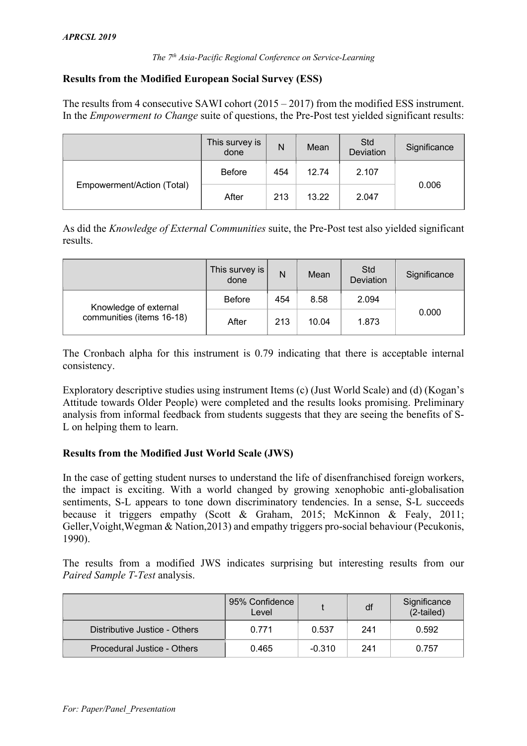**Results from the Modified European Social Survey (ESS)**

The results from 4 consecutive SAWI cohort (2015 – 2017) from the modified ESS instrument. In the *Empowerment to Change* suite of questions, the Pre-Post test yielded significant results:

| | This survey is done | N | Mean | Std Deviation | Significance |
|---|---|---|---|---|---|
| Empowerment/Action (Total) | Before | 454 | 12.74 | 2.107 | 0.006 |
| | After | 213 | 13.22 | 2.047 | |

As did the *Knowledge of External Communities* suite, the Pre-Post test also yielded significant results.

| | This survey is done | N | Mean | Std Deviation | Significance |
|---|---|---|---|---|---|
| Knowledge of external communities (items 16-18) | Before | 454 | 8.58 | 2.094 | 0.000 |
| | After | 213 | 10.04 | 1.873 | |

The Cronbach alpha for this instrument is 0.79 indicating that there is acceptable internal consistency.

Exploratory descriptive studies using instrument Items (c) (Just World Scale) and (d) (Kogan's Attitude towards Older People) were completed and the results looks promising. Preliminary analysis from informal feedback from students suggests that they are seeing the benefits of S-L on helping them to learn.

**Results from the Modified Just World Scale (JWS)**

In the case of getting student nurses to understand the life of disenfranchised foreign workers, the impact is exciting. With a world changed by growing xenophobic anti-globalisation sentiments, S-L appears to tone down discriminatory tendencies. In a sense, S-L succeeds because it triggers empathy (Scott & Graham, 2015; McKinnon & Fealy, 2011; Geller,Voight,Wegman & Nation,2013) and empathy triggers pro-social behaviour (Pecukonis, 1990).

The results from a modified JWS indicates surprising but interesting results from our *Paired Sample T-Test* analysis.

| | 95% Confidence Level | t | df | Significance (2-tailed) |
|---|---|---|---|---|
| Distributive Justice - Others | 0.771 | 0.537 | 241 | 0.592 |
| Procedural Justice - Others | 0.465 | -0.310 | 241 | 0.757 |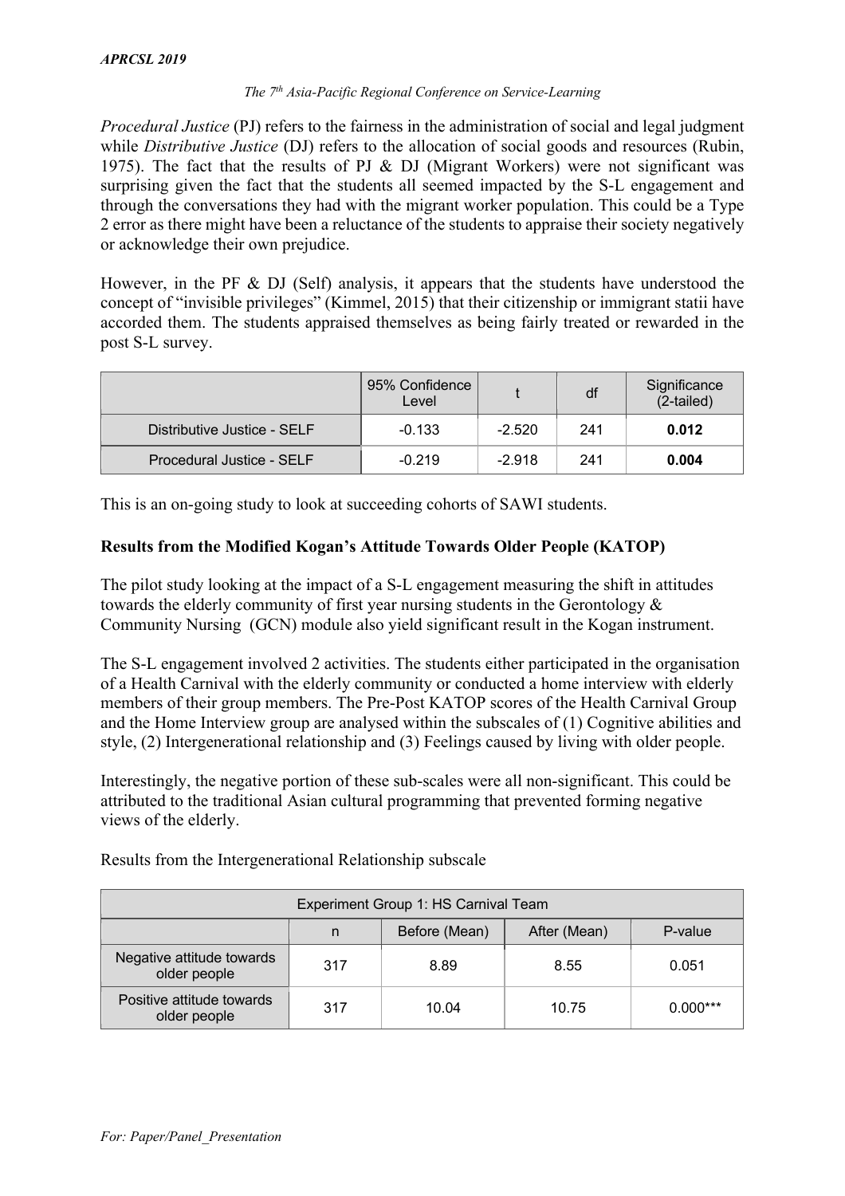*Procedural Justice* (PJ) refers to the fairness in the administration of social and legal judgment while *Distributive Justice* (DJ) refers to the allocation of social goods and resources (Rubin, 1975). The fact that the results of PJ & DJ (Migrant Workers) were not significant was surprising given the fact that the students all seemed impacted by the S-L engagement and through the conversations they had with the migrant worker population. This could be a Type 2 error as there might have been a reluctance of the students to appraise their society negatively or acknowledge their own prejudice.

However, in the PF & DJ (Self) analysis, it appears that the students have understood the concept of "invisible privileges" (Kimmel, 2015) that their citizenship or immigrant statii have accorded them. The students appraised themselves as being fairly treated or rewarded in the post S-L survey.

| | 95% Confidence Level | t | df | Significance (2-tailed) |
|---|---|---|---|---|
| Distributive Justice - SELF | -0.133 | -2.520 | 241 | **0.012** |
| Procedural Justice - SELF | -0.219 | -2.918 | 241 | **0.004** |

This is an on-going study to look at succeeding cohorts of SAWI students.

**Results from the Modified Kogan's Attitude Towards Older People (KATOP)**

The pilot study looking at the impact of a S-L engagement measuring the shift in attitudes towards the elderly community of first year nursing students in the Gerontology & Community Nursing (GCN) module also yield significant result in the Kogan instrument.

The S-L engagement involved 2 activities. The students either participated in the organisation of a Health Carnival with the elderly community or conducted a home interview with elderly members of their group members. The Pre-Post KATOP scores of the Health Carnival Group and the Home Interview group are analysed within the subscales of (1) Cognitive abilities and style, (2) Intergenerational relationship and (3) Feelings caused by living with older people.

Interestingly, the negative portion of these sub-scales were all non-significant. This could be attributed to the traditional Asian cultural programming that prevented forming negative views of the elderly.

Results from the Intergenerational Relationship subscale

| Experiment Group 1: HS Carnival Team | | | | |
|---|---|---|---|---|
| | n | Before (Mean) | After (Mean) | P-value |
| Negative attitude towards older people | 317 | 8.89 | 8.55 | 0.051 |
| Positive attitude towards older people | 317 | 10.04 | 10.75 | 0.000*** |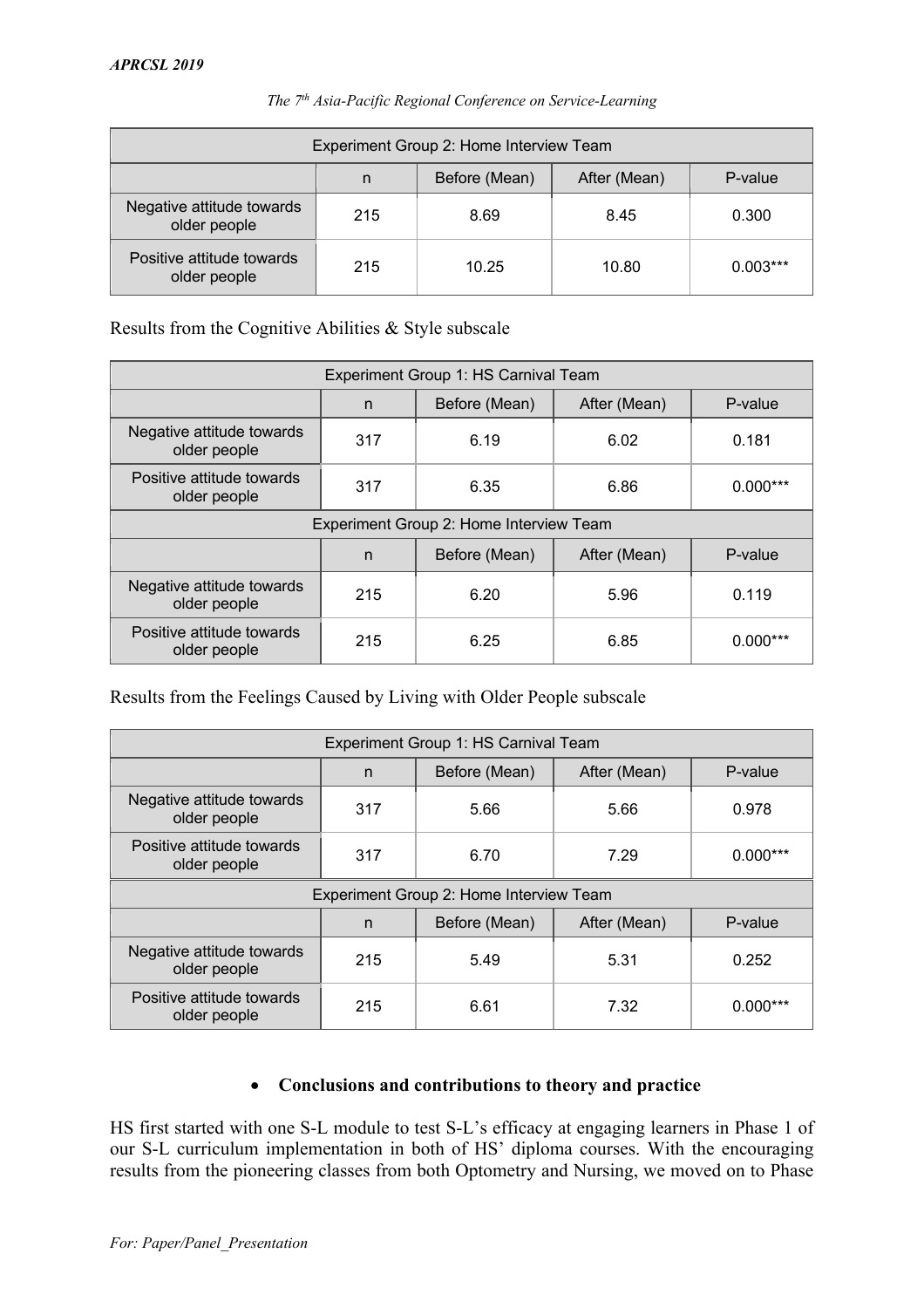| Experiment Group 2: Home Interview Team | | | | |
|---|---|---|---|---|
| | n | Before (Mean) | After (Mean) | P-value |
| Negative attitude towards older people | 215 | 8.69 | 8.45 | 0.300 |
| Positive attitude towards older people | 215 | 10.25 | 10.80 | 0.003*** |

Results from the Cognitive Abilities & Style subscale

| Experiment Group 1: HS Carnival Team | | | | |
|---|---|---|---|---|
| | n | Before (Mean) | After (Mean) | P-value |
| Negative attitude towards older people | 317 | 6.19 | 6.02 | 0.181 |
| Positive attitude towards older people | 317 | 6.35 | 6.86 | 0.000*** |
| Experiment Group 2: Home Interview Team | | | | |
| | n | Before (Mean) | After (Mean) | P-value |
| Negative attitude towards older people | 215 | 6.20 | 5.96 | 0.119 |
| Positive attitude towards older people | 215 | 6.25 | 6.85 | 0.000*** |

Results from the Feelings Caused by Living with Older People subscale

| Experiment Group 1: HS Carnival Team | | | | |
|---|---|---|---|---|
| | n | Before (Mean) | After (Mean) | P-value |
| Negative attitude towards older people | 317 | 5.66 | 5.66 | 0.978 |
| Positive attitude towards older people | 317 | 6.70 | 7.29 | 0.000*** |
| Experiment Group 2: Home Interview Team | | | | |
| | n | Before (Mean) | After (Mean) | P-value |
| Negative attitude towards older people | 215 | 5.49 | 5.31 | 0.252 |
| Positive attitude towards older people | 215 | 6.61 | 7.32 | 0.000*** |

- **Conclusions and contributions to theory and practice**

HS first started with one S-L module to test S-L's efficacy at engaging learners in Phase 1 of our S-L curriculum implementation in both of HS' diploma courses. With the encouraging results from the pioneering classes from both Optometry and Nursing, we moved on to Phase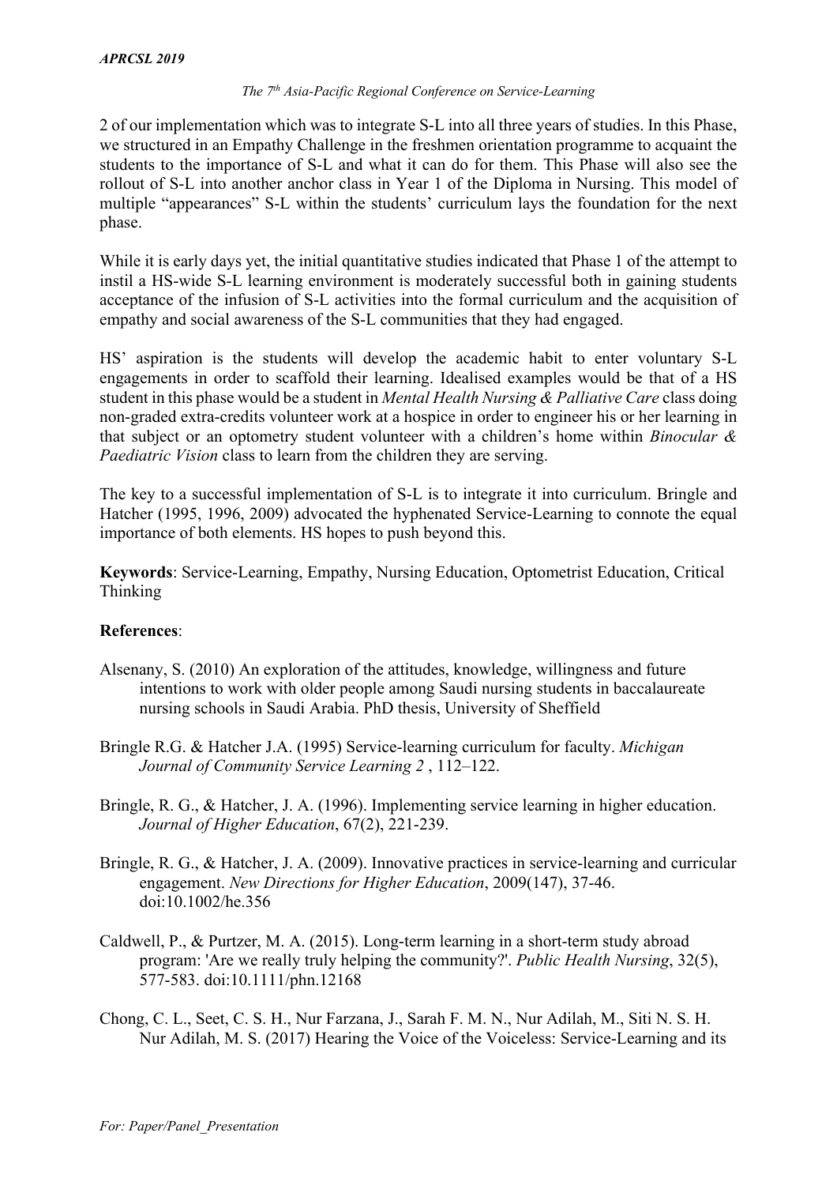2 of our implementation which was to integrate S-L into all three years of studies. In this Phase, we structured in an Empathy Challenge in the freshmen orientation programme to acquaint the students to the importance of S-L and what it can do for them. This Phase will also see the rollout of S-L into another anchor class in Year 1 of the Diploma in Nursing. This model of multiple "appearances" S-L within the students' curriculum lays the foundation for the next phase.

While it is early days yet, the initial quantitative studies indicated that Phase 1 of the attempt to instil a HS-wide S-L learning environment is moderately successful both in gaining students acceptance of the infusion of S-L activities into the formal curriculum and the acquisition of empathy and social awareness of the S-L communities that they had engaged.

HS' aspiration is the students will develop the academic habit to enter voluntary S-L engagements in order to scaffold their learning. Idealised examples would be that of a HS student in this phase would be a student in *Mental Health Nursing & Palliative Care* class doing non-graded extra-credits volunteer work at a hospice in order to engineer his or her learning in that subject or an optometry student volunteer with a children's home within *Binocular & Paediatric Vision* class to learn from the children they are serving.

The key to a successful implementation of S-L is to integrate it into curriculum. Bringle and Hatcher (1995, 1996, 2009) advocated the hyphenated Service-Learning to connote the equal importance of both elements. HS hopes to push beyond this.

**Keywords**: Service-Learning, Empathy, Nursing Education, Optometrist Education, Critical Thinking

**References**:

Alsenany, S. (2010) An exploration of the attitudes, knowledge, willingness and future intentions to work with older people among Saudi nursing students in baccalaureate nursing schools in Saudi Arabia. PhD thesis, University of Sheffield

Bringle R.G. & Hatcher J.A. (1995) Service-learning curriculum for faculty. *Michigan Journal of Community Service Learning 2* , 112–122.

Bringle, R. G., & Hatcher, J. A. (1996). Implementing service learning in higher education. *Journal of Higher Education*, 67(2), 221-239.

Bringle, R. G., & Hatcher, J. A. (2009). Innovative practices in service-learning and curricular engagement. *New Directions for Higher Education*, 2009(147), 37-46. doi:10.1002/he.356

Caldwell, P., & Purtzer, M. A. (2015). Long-term learning in a short-term study abroad program: 'Are we really truly helping the community?'. *Public Health Nursing*, 32(5), 577-583. doi:10.1111/phn.12168

Chong, C. L., Seet, C. S. H., Nur Farzana, J., Sarah F. M. N., Nur Adilah, M., Siti N. S. H. Nur Adilah, M. S. (2017) Hearing the Voice of the Voiceless: Service-Learning and its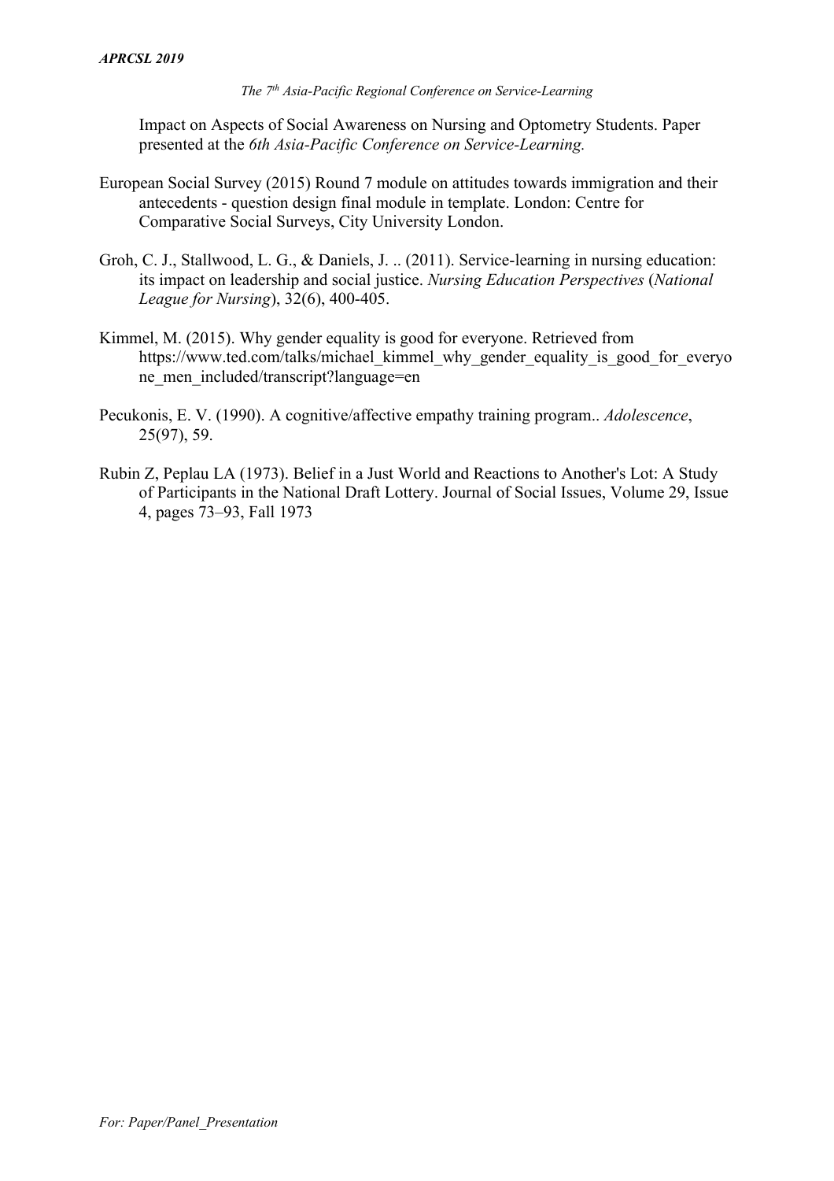Impact on Aspects of Social Awareness on Nursing and Optometry Students. Paper presented at the *6th Asia-Pacific Conference on Service-Learning.*

European Social Survey (2015) Round 7 module on attitudes towards immigration and their antecedents - question design final module in template. London: Centre for Comparative Social Surveys, City University London.

Groh, C. J., Stallwood, L. G., & Daniels, J. .. (2011). Service-learning in nursing education: its impact on leadership and social justice. *Nursing Education Perspectives* (*National League for Nursing*), 32(6), 400-405.

Kimmel, M. (2015). Why gender equality is good for everyone. Retrieved from https://www.ted.com/talks/michael_kimmel_why_gender_equality_is_good_for_everyone_men_included/transcript?language=en

Pecukonis, E. V. (1990). A cognitive/affective empathy training program.. *Adolescence*, 25(97), 59.

Rubin Z, Peplau LA (1973). Belief in a Just World and Reactions to Another's Lot: A Study of Participants in the National Draft Lottery. Journal of Social Issues, Volume 29, Issue 4, pages 73–93, Fall 1973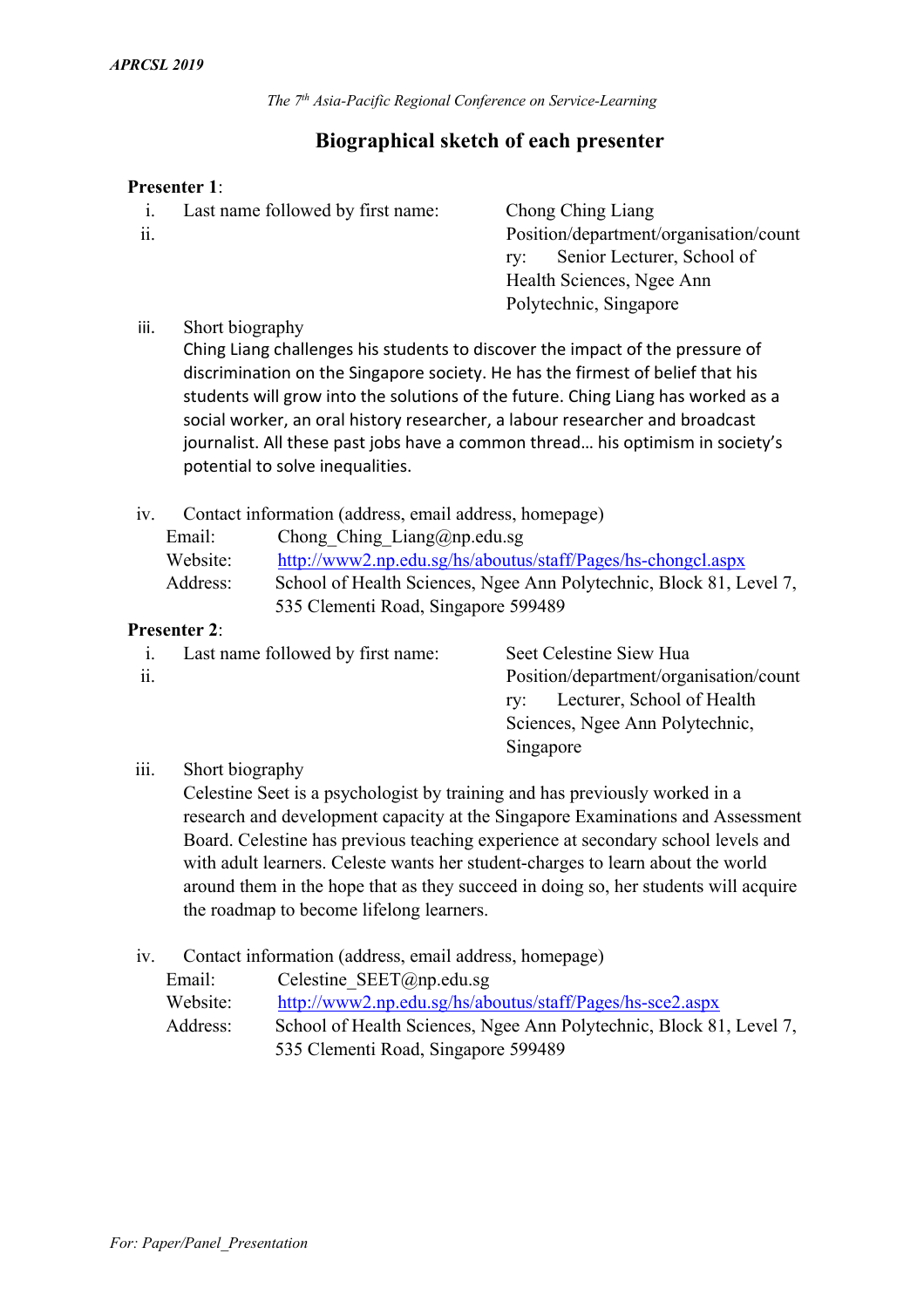The 7[th] Asia-Pacific Regional Conference on Service-Learning

## Biographical sketch of each presenter

**Presenter 1**:

i. Last name followed by first name: Chong Ching Liang

ii. Position/department/organisation/country: Senior Lecturer, School of Health Sciences, Ngee Ann Polytechnic, Singapore

iii. Short biography

Ching Liang challenges his students to discover the impact of the pressure of discrimination on the Singapore society. He has the firmest of belief that his students will grow into the solutions of the future. Ching Liang has worked as a social worker, an oral history researcher, a labour researcher and broadcast journalist. All these past jobs have a common thread… his optimism in society's potential to solve inequalities.

iv. Contact information (address, email address, homepage)

Email: Chong_Ching_Liang@np.edu.sg
Website: http://www2.np.edu.sg/hs/aboutus/staff/Pages/hs-chongcl.aspx
Address: School of Health Sciences, Ngee Ann Polytechnic, Block 81, Level 7, 535 Clementi Road, Singapore 599489

**Presenter 2**:

i. Last name followed by first name: Seet Celestine Siew Hua

ii. Position/department/organisation/country: Lecturer, School of Health Sciences, Ngee Ann Polytechnic, Singapore

iii. Short biography

Celestine Seet is a psychologist by training and has previously worked in a research and development capacity at the Singapore Examinations and Assessment Board. Celestine has previous teaching experience at secondary school levels and with adult learners. Celeste wants her student-charges to learn about the world around them in the hope that as they succeed in doing so, her students will acquire the roadmap to become lifelong learners.

iv. Contact information (address, email address, homepage)

Email: Celestine_SEET@np.edu.sg
Website: http://www2.np.edu.sg/hs/aboutus/staff/Pages/hs-sce2.aspx
Address: School of Health Sciences, Ngee Ann Polytechnic, Block 81, Level 7, 535 Clementi Road, Singapore 599489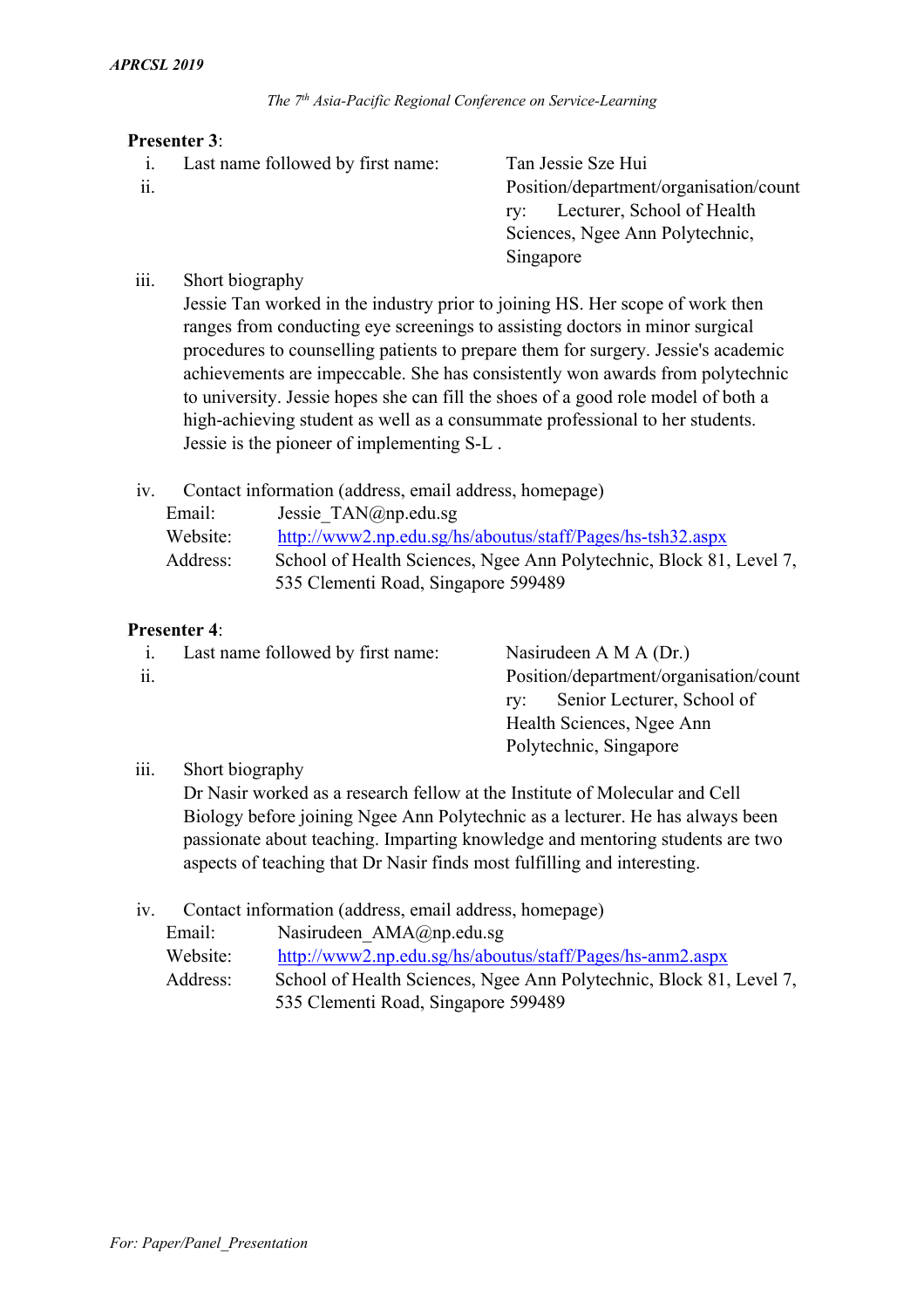**Presenter 3**:

i. Last name followed by first name: Tan Jessie Sze Hui

ii. Position/department/organisation/country: Lecturer, School of Health Sciences, Ngee Ann Polytechnic, Singapore

iii. Short biography

Jessie Tan worked in the industry prior to joining HS. Her scope of work then ranges from conducting eye screenings to assisting doctors in minor surgical procedures to counselling patients to prepare them for surgery. Jessie's academic achievements are impeccable. She has consistently won awards from polytechnic to university. Jessie hopes she can fill the shoes of a good role model of both a high-achieving student as well as a consummate professional to her students. Jessie is the pioneer of implementing S-L .

iv. Contact information (address, email address, homepage)

Email: Jessie_TAN@np.edu.sg

Website: http://www2.np.edu.sg/hs/aboutus/staff/Pages/hs-tsh32.aspx

Address: School of Health Sciences, Ngee Ann Polytechnic, Block 81, Level 7, 535 Clementi Road, Singapore 599489

**Presenter 4**:

i. Last name followed by first name: Nasirudeen A M A (Dr.)

ii. Position/department/organisation/country: Senior Lecturer, School of Health Sciences, Ngee Ann Polytechnic, Singapore

iii. Short biography

Dr Nasir worked as a research fellow at the Institute of Molecular and Cell Biology before joining Ngee Ann Polytechnic as a lecturer. He has always been passionate about teaching. Imparting knowledge and mentoring students are two aspects of teaching that Dr Nasir finds most fulfilling and interesting.

iv. Contact information (address, email address, homepage)

Email: Nasirudeen_AMA@np.edu.sg

Website: http://www2.np.edu.sg/hs/aboutus/staff/Pages/hs-anm2.aspx

Address: School of Health Sciences, Ngee Ann Polytechnic, Block 81, Level 7, 535 Clementi Road, Singapore 599489